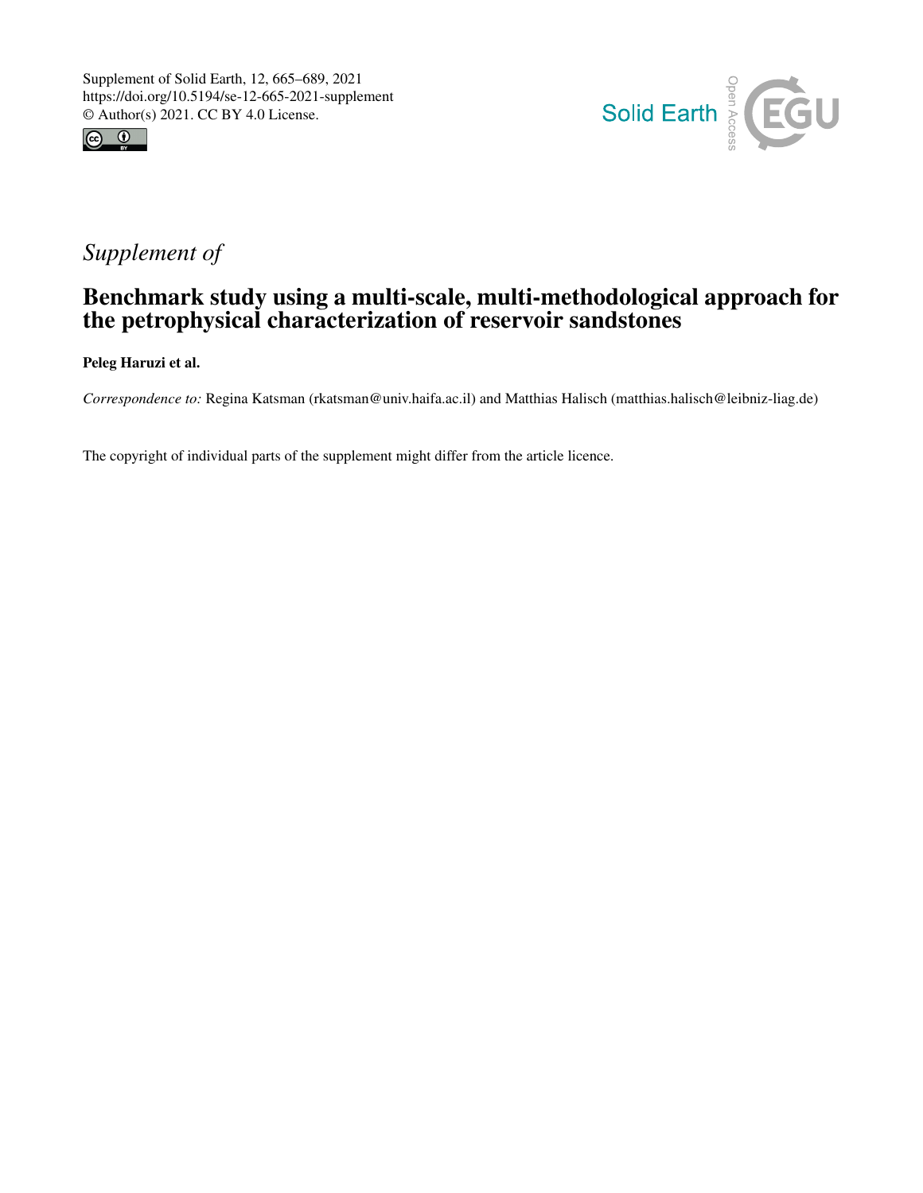Supplement of Solid Earth, 12, 665–689, 2021
https://doi.org/10.5194/se-12-665-2021-supplement
© Author(s) 2021. CC BY 4.0 License.

*Supplement of*

# Benchmark study using a multi-scale, multi-methodological approach for the petrophysical characterization of reservoir sandstones

**Peleg Haruzi et al.**

*Correspondence to:* Regina Katsman (rkatsman@univ.haifa.ac.il) and Matthias Halisch (matthias.halisch@leibniz-liag.de)

The copyright of individual parts of the supplement might differ from the article licence.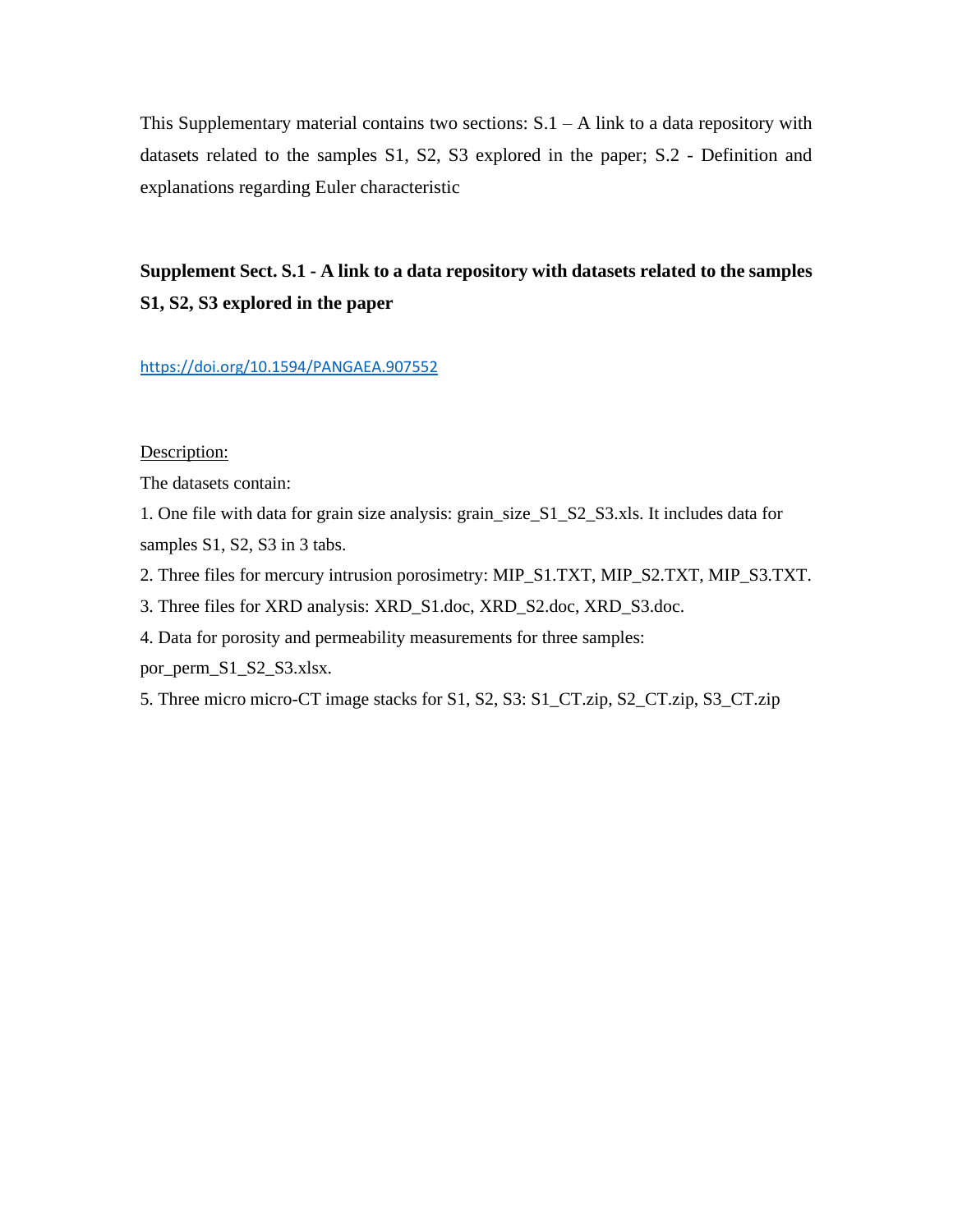This Supplementary material contains two sections: S.1 – A link to a data repository with datasets related to the samples S1, S2, S3 explored in the paper; S.2 - Definition and explanations regarding Euler characteristic

## Supplement Sect. S.1 - A link to a data repository with datasets related to the samples S1, S2, S3 explored in the paper

https://doi.org/10.1594/PANGAEA.907552

Description:

The datasets contain:

1. One file with data for grain size analysis: grain_size_S1_S2_S3.xls. It includes data for samples S1, S2, S3 in 3 tabs.
2. Three files for mercury intrusion porosimetry: MIP_S1.TXT, MIP_S2.TXT, MIP_S3.TXT.
3. Three files for XRD analysis: XRD_S1.doc, XRD_S2.doc, XRD_S3.doc.
4. Data for porosity and permeability measurements for three samples: por_perm_S1_S2_S3.xlsx.
5. Three micro micro-CT image stacks for S1, S2, S3: S1_CT.zip, S2_CT.zip, S3_CT.zip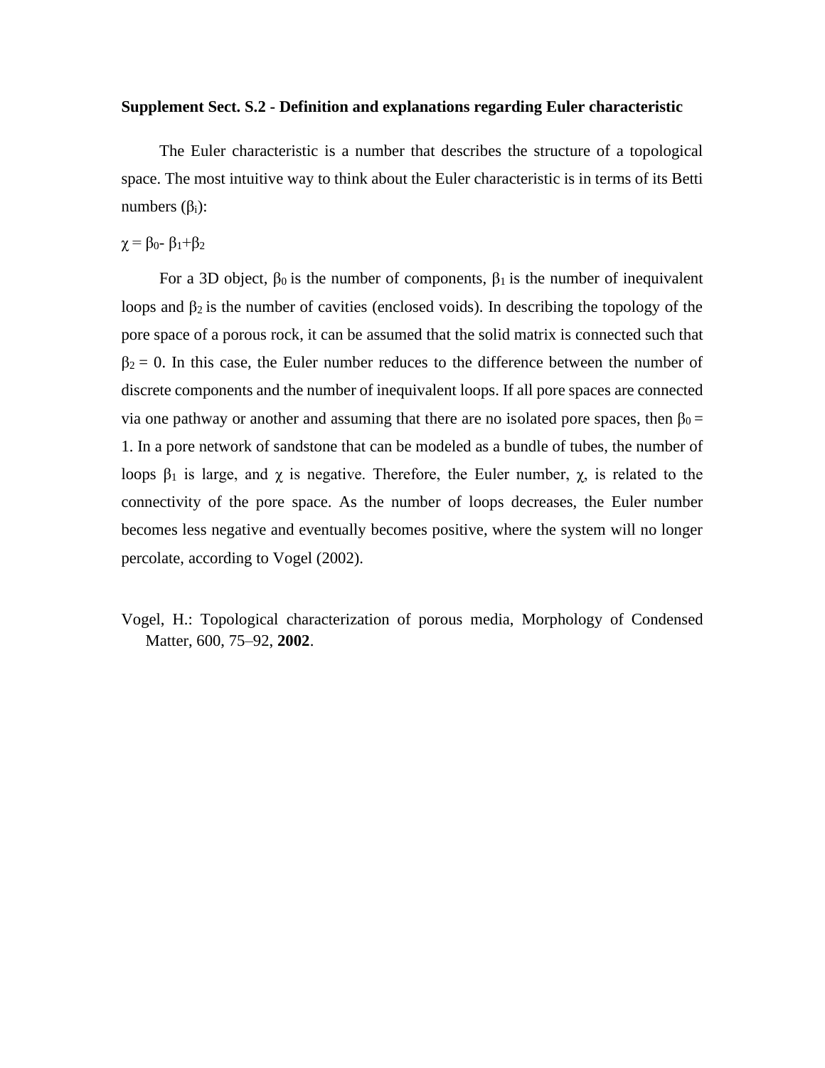**Supplement Sect. S.2 - Definition and explanations regarding Euler characteristic**

The Euler characteristic is a number that describes the structure of a topological space. The most intuitive way to think about the Euler characteristic is in terms of its Betti numbers ($\beta_i$):

$$\chi = \beta_0 - \beta_1 + \beta_2$$

For a 3D object, $\beta_0$ is the number of components, $\beta_1$ is the number of inequivalent loops and $\beta_2$ is the number of cavities (enclosed voids). In describing the topology of the pore space of a porous rock, it can be assumed that the solid matrix is connected such that $\beta_2 = 0$. In this case, the Euler number reduces to the difference between the number of discrete components and the number of inequivalent loops. If all pore spaces are connected via one pathway or another and assuming that there are no isolated pore spaces, then $\beta_0 = 1$. In a pore network of sandstone that can be modeled as a bundle of tubes, the number of loops $\beta_1$ is large, and $\chi$ is negative. Therefore, the Euler number, $\chi$, is related to the connectivity of the pore space. As the number of loops decreases, the Euler number becomes less negative and eventually becomes positive, where the system will no longer percolate, according to Vogel (2002).

Vogel, H.: Topological characterization of porous media, Morphology of Condensed Matter, 600, 75–92, **2002**.